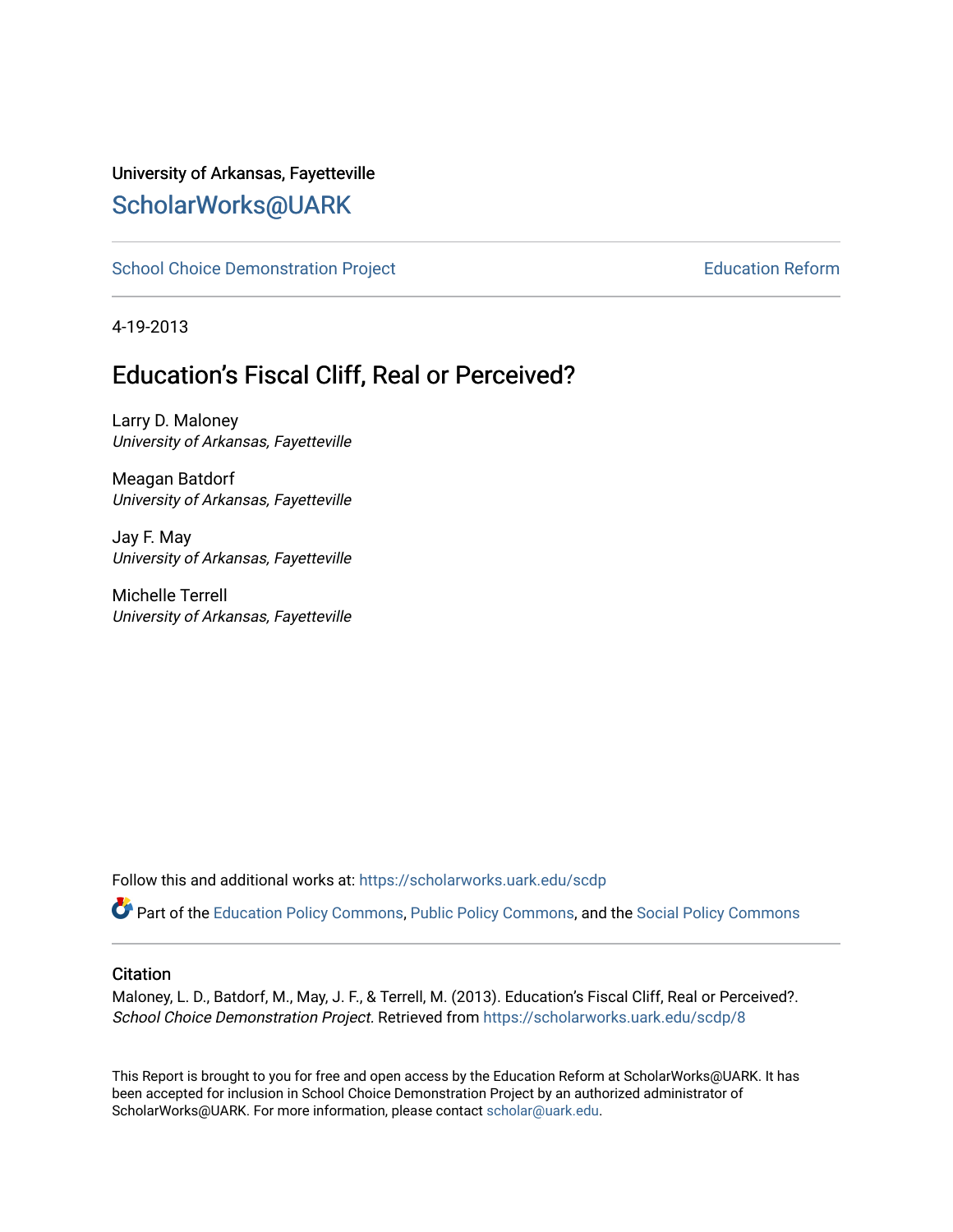University of Arkansas, Fayetteville

## ScholarWorks@UARK

School Choice Demonstration Project | Education Reform

4-19-2013

# Education's Fiscal Cliff, Real or Perceived?

Larry D. Maloney
*University of Arkansas, Fayetteville*

Meagan Batdorf
*University of Arkansas, Fayetteville*

Jay F. May
*University of Arkansas, Fayetteville*

Michelle Terrell
*University of Arkansas, Fayetteville*

Follow this and additional works at: https://scholarworks.uark.edu/scdp

Part of the Education Policy Commons, Public Policy Commons, and the Social Policy Commons

### Citation

Maloney, L. D., Batdorf, M., May, J. F., & Terrell, M. (2013). Education's Fiscal Cliff, Real or Perceived?. *School Choice Demonstration Project.* Retrieved from https://scholarworks.uark.edu/scdp/8

This Report is brought to you for free and open access by the Education Reform at ScholarWorks@UARK. It has been accepted for inclusion in School Choice Demonstration Project by an authorized administrator of ScholarWorks@UARK. For more information, please contact scholar@uark.edu.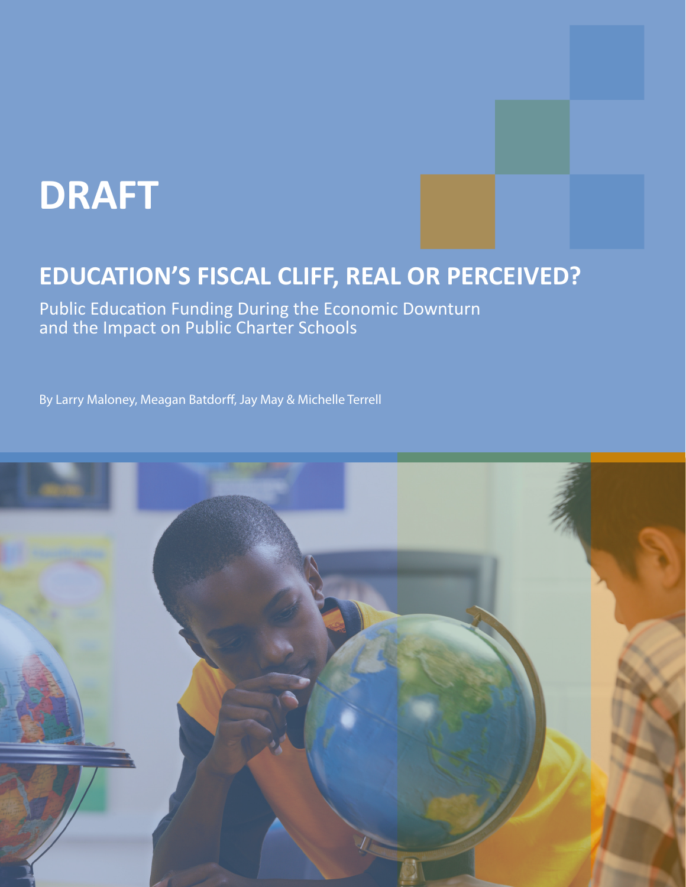# DRAFT

## EDUCATION'S FISCAL CLIFF, REAL OR PERCEIVED?

Public Education Funding During the Economic Downturn and the Impact on Public Charter Schools

By Larry Maloney, Meagan Batdorff, Jay May & Michelle Terrell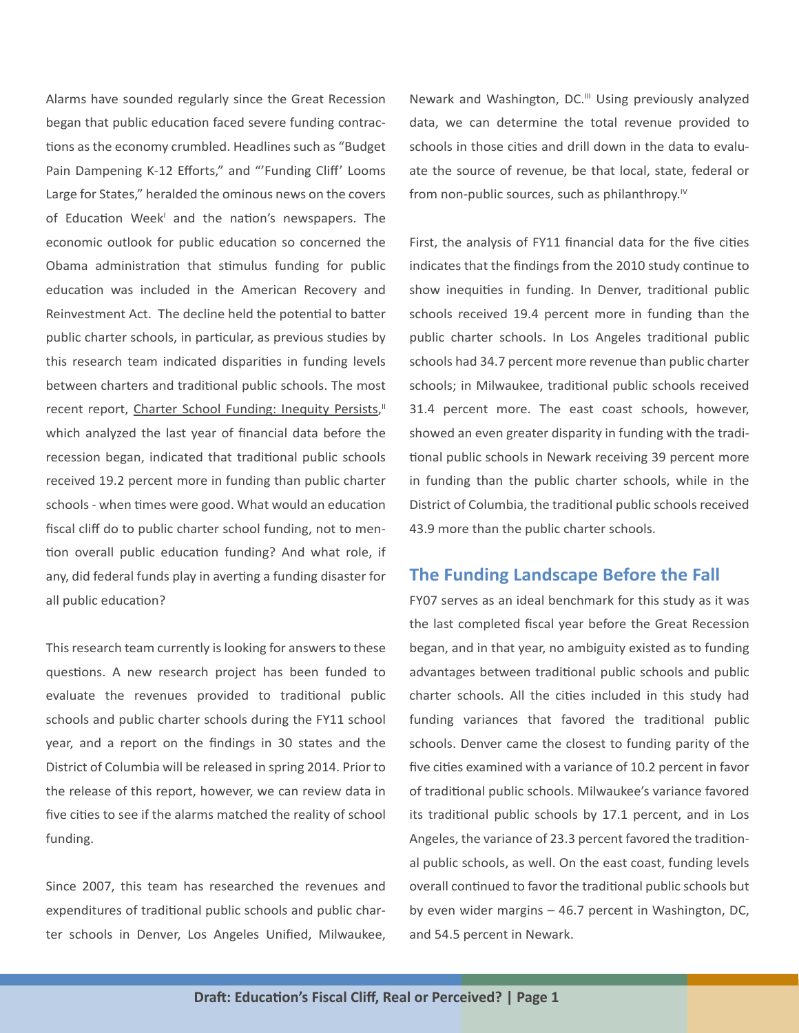Alarms have sounded regularly since the Great Recession began that public education faced severe funding contractions as the economy crumbled. Headlines such as "Budget Pain Dampening K-12 Efforts," and "'Funding Cliff' Looms Large for States," heralded the ominous news on the covers of Education Week[I] and the nation's newspapers. The economic outlook for public education so concerned the Obama administration that stimulus funding for public education was included in the American Recovery and Reinvestment Act. The decline held the potential to batter public charter schools, in particular, as previous studies by this research team indicated disparities in funding levels between charters and traditional public schools. The most recent report, Charter School Funding: Inequity Persists,[II] which analyzed the last year of financial data before the recession began, indicated that traditional public schools received 19.2 percent more in funding than public charter schools - when times were good. What would an education fiscal cliff do to public charter school funding, not to mention overall public education funding? And what role, if any, did federal funds play in averting a funding disaster for all public education?

This research team currently is looking for answers to these questions. A new research project has been funded to evaluate the revenues provided to traditional public schools and public charter schools during the FY11 school year, and a report on the findings in 30 states and the District of Columbia will be released in spring 2014. Prior to the release of this report, however, we can review data in five cities to see if the alarms matched the reality of school funding.

Since 2007, this team has researched the revenues and expenditures of traditional public schools and public charter schools in Denver, Los Angeles Unified, Milwaukee, Newark and Washington, DC.[III] Using previously analyzed data, we can determine the total revenue provided to schools in those cities and drill down in the data to evaluate the source of revenue, be that local, state, federal or from non-public sources, such as philanthropy.[IV]

First, the analysis of FY11 financial data for the five cities indicates that the findings from the 2010 study continue to show inequities in funding. In Denver, traditional public schools received 19.4 percent more in funding than the public charter schools. In Los Angeles traditional public schools had 34.7 percent more revenue than public charter schools; in Milwaukee, traditional public schools received 31.4 percent more. The east coast schools, however, showed an even greater disparity in funding with the traditional public schools in Newark receiving 39 percent more in funding than the public charter schools, while in the District of Columbia, the traditional public schools received 43.9 more than the public charter schools.

## The Funding Landscape Before the Fall

FY07 serves as an ideal benchmark for this study as it was the last completed fiscal year before the Great Recession began, and in that year, no ambiguity existed as to funding advantages between traditional public schools and public charter schools. All the cities included in this study had funding variances that favored the traditional public schools. Denver came the closest to funding parity of the five cities examined with a variance of 10.2 percent in favor of traditional public schools. Milwaukee's variance favored its traditional public schools by 17.1 percent, and in Los Angeles, the variance of 23.3 percent favored the traditional public schools, as well. On the east coast, funding levels overall continued to favor the traditional public schools but by even wider margins – 46.7 percent in Washington, DC, and 54.5 percent in Newark.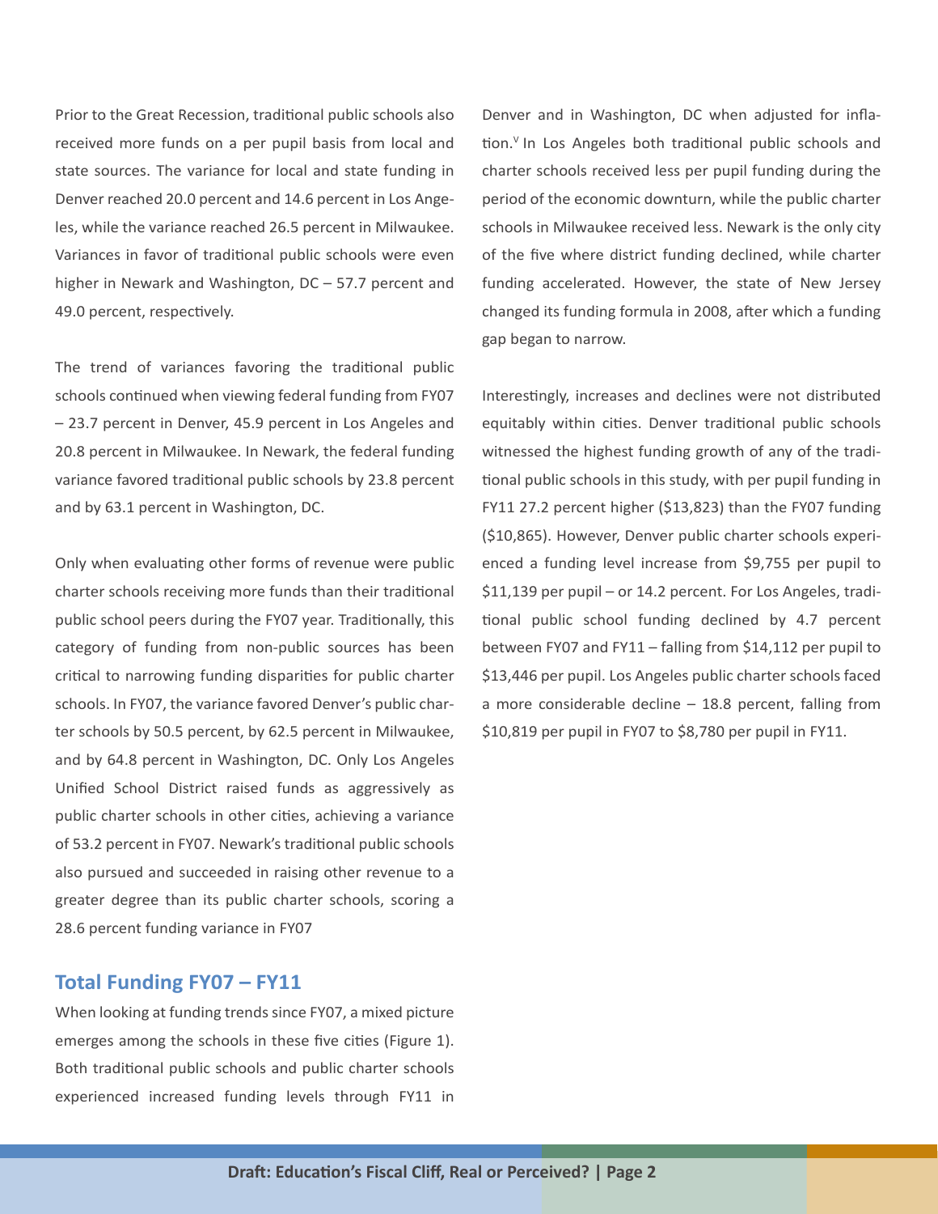Prior to the Great Recession, traditional public schools also received more funds on a per pupil basis from local and state sources. The variance for local and state funding in Denver reached 20.0 percent and 14.6 percent in Los Angeles, while the variance reached 26.5 percent in Milwaukee. Variances in favor of traditional public schools were even higher in Newark and Washington, DC – 57.7 percent and 49.0 percent, respectively.

The trend of variances favoring the traditional public schools continued when viewing federal funding from FY07 – 23.7 percent in Denver, 45.9 percent in Los Angeles and 20.8 percent in Milwaukee. In Newark, the federal funding variance favored traditional public schools by 23.8 percent and by 63.1 percent in Washington, DC.

Only when evaluating other forms of revenue were public charter schools receiving more funds than their traditional public school peers during the FY07 year. Traditionally, this category of funding from non-public sources has been critical to narrowing funding disparities for public charter schools. In FY07, the variance favored Denver's public charter schools by 50.5 percent, by 62.5 percent in Milwaukee, and by 64.8 percent in Washington, DC. Only Los Angeles Unified School District raised funds as aggressively as public charter schools in other cities, achieving a variance of 53.2 percent in FY07. Newark's traditional public schools also pursued and succeeded in raising other revenue to a greater degree than its public charter schools, scoring a 28.6 percent funding variance in FY07

## Total Funding FY07 – FY11

When looking at funding trends since FY07, a mixed picture emerges among the schools in these five cities (Figure 1). Both traditional public schools and public charter schools experienced increased funding levels through FY11 in Denver and in Washington, DC when adjusted for inflation.[v] In Los Angeles both traditional public schools and charter schools received less per pupil funding during the period of the economic downturn, while the public charter schools in Milwaukee received less. Newark is the only city of the five where district funding declined, while charter funding accelerated. However, the state of New Jersey changed its funding formula in 2008, after which a funding gap began to narrow.

Interestingly, increases and declines were not distributed equitably within cities. Denver traditional public schools witnessed the highest funding growth of any of the traditional public schools in this study, with per pupil funding in FY11 27.2 percent higher ($13,823) than the FY07 funding ($10,865). However, Denver public charter schools experienced a funding level increase from $9,755 per pupil to $11,139 per pupil – or 14.2 percent. For Los Angeles, traditional public school funding declined by 4.7 percent between FY07 and FY11 – falling from $14,112 per pupil to $13,446 per pupil. Los Angeles public charter schools faced a more considerable decline – 18.8 percent, falling from $10,819 per pupil in FY07 to $8,780 per pupil in FY11.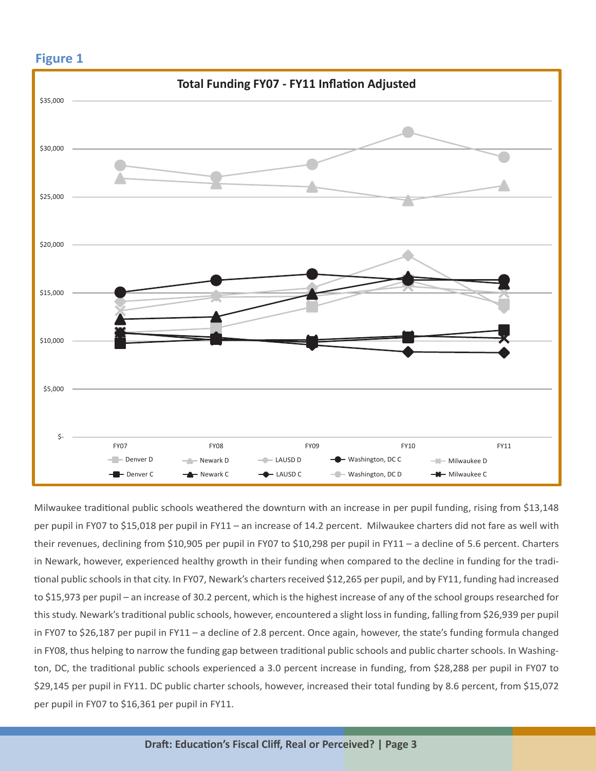**Figure 1**

**Total Funding FY07 - FY11 Inflation Adjusted**

Milwaukee traditional public schools weathered the downturn with an increase in per pupil funding, rising from $13,148 per pupil in FY07 to $15,018 per pupil in FY11 – an increase of 14.2 percent. Milwaukee charters did not fare as well with their revenues, declining from $10,905 per pupil in FY07 to $10,298 per pupil in FY11 – a decline of 5.6 percent. Charters in Newark, however, experienced healthy growth in their funding when compared to the decline in funding for the traditional public schools in that city. In FY07, Newark's charters received $12,265 per pupil, and by FY11, funding had increased to $15,973 per pupil – an increase of 30.2 percent, which is the highest increase of any of the school groups researched for this study. Newark's traditional public schools, however, encountered a slight loss in funding, falling from $26,939 per pupil in FY07 to $26,187 per pupil in FY11 – a decline of 2.8 percent. Once again, however, the state's funding formula changed in FY08, thus helping to narrow the funding gap between traditional public schools and public charter schools. In Washington, DC, the traditional public schools experienced a 3.0 percent increase in funding, from $28,288 per pupil in FY07 to $29,145 per pupil in FY11. DC public charter schools, however, increased their total funding by 8.6 percent, from $15,072 per pupil in FY07 to $16,361 per pupil in FY11.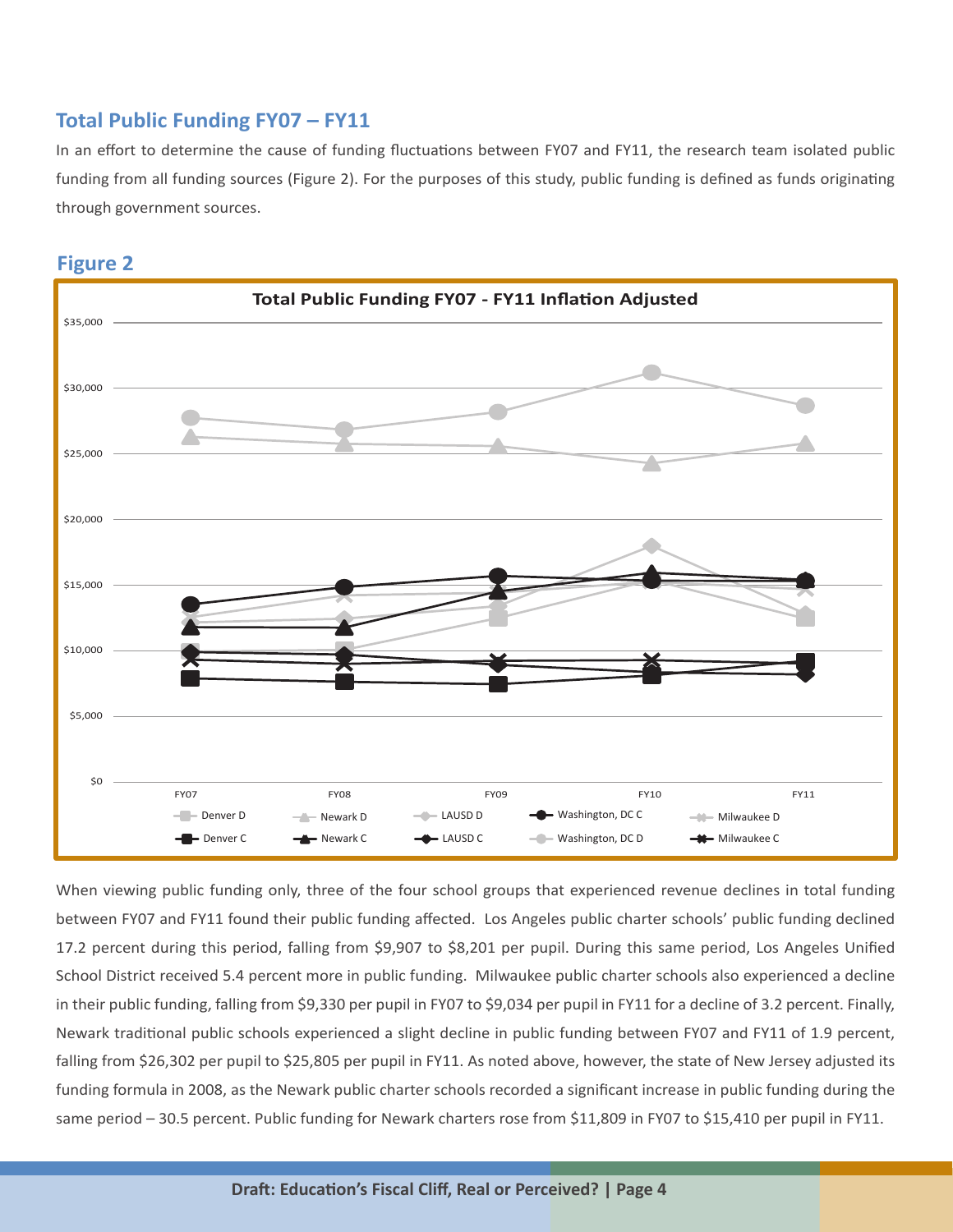## Total Public Funding FY07 – FY11

In an effort to determine the cause of funding fluctuations between FY07 and FY11, the research team isolated public funding from all funding sources (Figure 2). For the purposes of this study, public funding is defined as funds originating through government sources.

## Figure 2

When viewing public funding only, three of the four school groups that experienced revenue declines in total funding between FY07 and FY11 found their public funding affected. Los Angeles public charter schools' public funding declined 17.2 percent during this period, falling from $9,907 to $8,201 per pupil. During this same period, Los Angeles Unified School District received 5.4 percent more in public funding. Milwaukee public charter schools also experienced a decline in their public funding, falling from $9,330 per pupil in FY07 to $9,034 per pupil in FY11 for a decline of 3.2 percent. Finally, Newark traditional public schools experienced a slight decline in public funding between FY07 and FY11 of 1.9 percent, falling from $26,302 per pupil to $25,805 per pupil in FY11. As noted above, however, the state of New Jersey adjusted its funding formula in 2008, as the Newark public charter schools recorded a significant increase in public funding during the same period – 30.5 percent. Public funding for Newark charters rose from $11,809 in FY07 to $15,410 per pupil in FY11.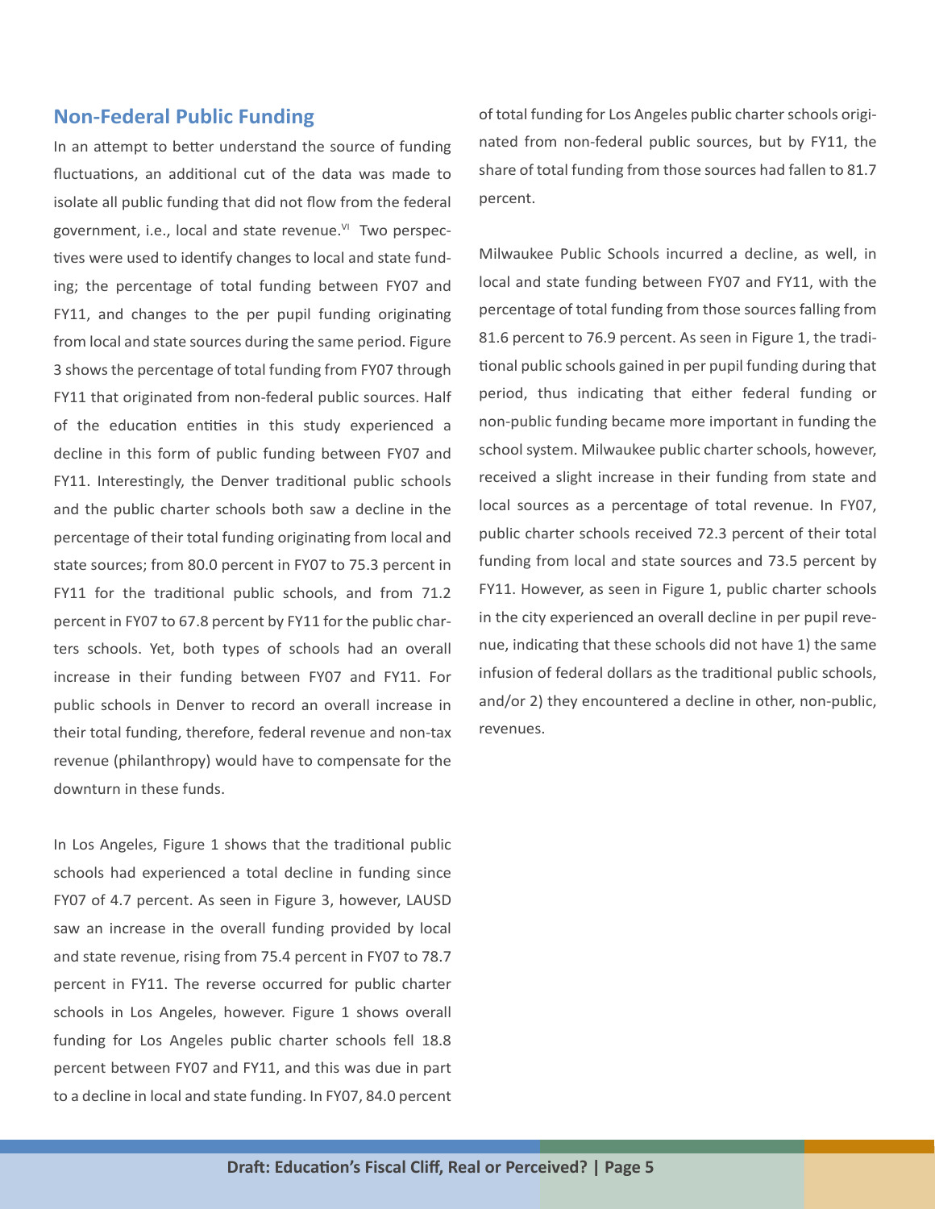## Non-Federal Public Funding

In an attempt to better understand the source of funding fluctuations, an additional cut of the data was made to isolate all public funding that did not flow from the federal government, i.e., local and state revenue.[VI] Two perspectives were used to identify changes to local and state funding; the percentage of total funding between FY07 and FY11, and changes to the per pupil funding originating from local and state sources during the same period. Figure 3 shows the percentage of total funding from FY07 through FY11 that originated from non-federal public sources. Half of the education entities in this study experienced a decline in this form of public funding between FY07 and FY11. Interestingly, the Denver traditional public schools and the public charter schools both saw a decline in the percentage of their total funding originating from local and state sources; from 80.0 percent in FY07 to 75.3 percent in FY11 for the traditional public schools, and from 71.2 percent in FY07 to 67.8 percent by FY11 for the public charters schools. Yet, both types of schools had an overall increase in their funding between FY07 and FY11. For public schools in Denver to record an overall increase in their total funding, therefore, federal revenue and non-tax revenue (philanthropy) would have to compensate for the downturn in these funds.

In Los Angeles, Figure 1 shows that the traditional public schools had experienced a total decline in funding since FY07 of 4.7 percent. As seen in Figure 3, however, LAUSD saw an increase in the overall funding provided by local and state revenue, rising from 75.4 percent in FY07 to 78.7 percent in FY11. The reverse occurred for public charter schools in Los Angeles, however. Figure 1 shows overall funding for Los Angeles public charter schools fell 18.8 percent between FY07 and FY11, and this was due in part to a decline in local and state funding. In FY07, 84.0 percent of total funding for Los Angeles public charter schools originated from non-federal public sources, but by FY11, the share of total funding from those sources had fallen to 81.7 percent.

Milwaukee Public Schools incurred a decline, as well, in local and state funding between FY07 and FY11, with the percentage of total funding from those sources falling from 81.6 percent to 76.9 percent. As seen in Figure 1, the traditional public schools gained in per pupil funding during that period, thus indicating that either federal funding or non-public funding became more important in funding the school system. Milwaukee public charter schools, however, received a slight increase in their funding from state and local sources as a percentage of total revenue. In FY07, public charter schools received 72.3 percent of their total funding from local and state sources and 73.5 percent by FY11. However, as seen in Figure 1, public charter schools in the city experienced an overall decline in per pupil revenue, indicating that these schools did not have 1) the same infusion of federal dollars as the traditional public schools, and/or 2) they encountered a decline in other, non-public, revenues.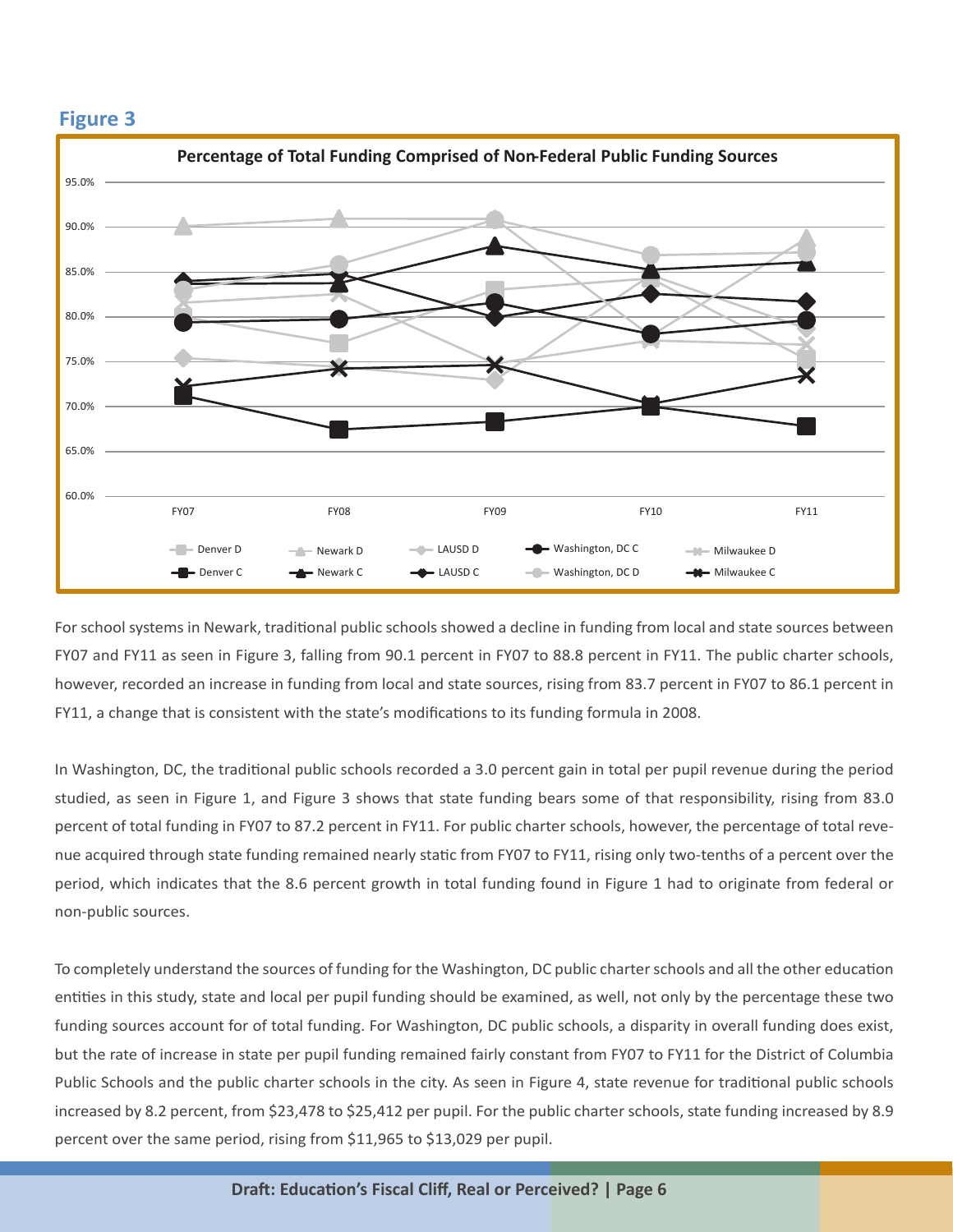## Figure 3

**Percentage of Total Funding Comprised of Non-Federal Public Funding Sources**

For school systems in Newark, traditional public schools showed a decline in funding from local and state sources between FY07 and FY11 as seen in Figure 3, falling from 90.1 percent in FY07 to 88.8 percent in FY11. The public charter schools, however, recorded an increase in funding from local and state sources, rising from 83.7 percent in FY07 to 86.1 percent in FY11, a change that is consistent with the state's modifications to its funding formula in 2008.

In Washington, DC, the traditional public schools recorded a 3.0 percent gain in total per pupil revenue during the period studied, as seen in Figure 1, and Figure 3 shows that state funding bears some of that responsibility, rising from 83.0 percent of total funding in FY07 to 87.2 percent in FY11. For public charter schools, however, the percentage of total revenue acquired through state funding remained nearly static from FY07 to FY11, rising only two-tenths of a percent over the period, which indicates that the 8.6 percent growth in total funding found in Figure 1 had to originate from federal or non-public sources.

To completely understand the sources of funding for the Washington, DC public charter schools and all the other education entities in this study, state and local per pupil funding should be examined, as well, not only by the percentage these two funding sources account for of total funding. For Washington, DC public schools, a disparity in overall funding does exist, but the rate of increase in state per pupil funding remained fairly constant from FY07 to FY11 for the District of Columbia Public Schools and the public charter schools in the city. As seen in Figure 4, state revenue for traditional public schools increased by 8.2 percent, from $23,478 to $25,412 per pupil. For the public charter schools, state funding increased by 8.9 percent over the same period, rising from $11,965 to $13,029 per pupil.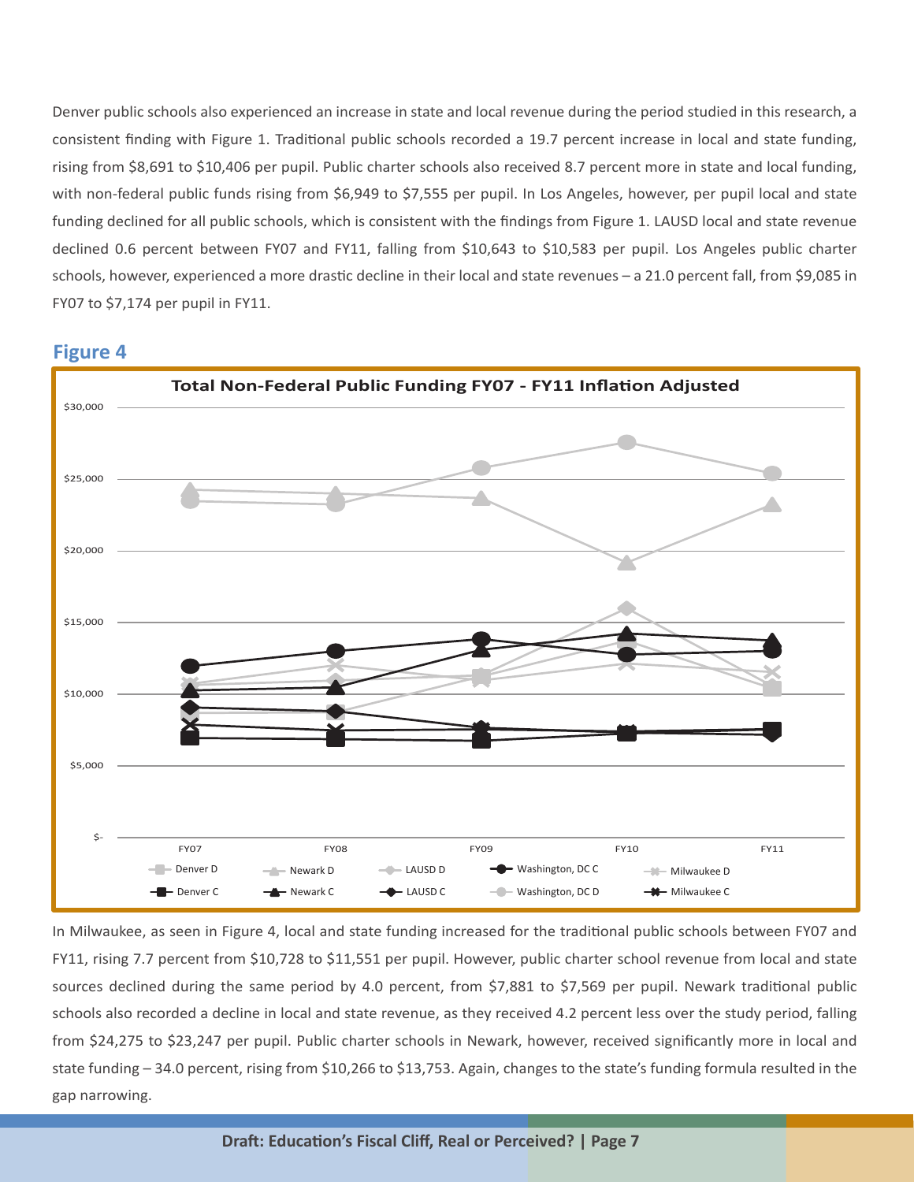Denver public schools also experienced an increase in state and local revenue during the period studied in this research, a consistent finding with Figure 1. Traditional public schools recorded a 19.7 percent increase in local and state funding, rising from $8,691 to $10,406 per pupil. Public charter schools also received 8.7 percent more in state and local funding, with non-federal public funds rising from $6,949 to $7,555 per pupil. In Los Angeles, however, per pupil local and state funding declined for all public schools, which is consistent with the findings from Figure 1. LAUSD local and state revenue declined 0.6 percent between FY07 and FY11, falling from $10,643 to $10,583 per pupil. Los Angeles public charter schools, however, experienced a more drastic decline in their local and state revenues – a 21.0 percent fall, from $9,085 in FY07 to $7,174 per pupil in FY11.

## Figure 4

**Total Non-Federal Public Funding FY07 - FY11 Inflation Adjusted**

In Milwaukee, as seen in Figure 4, local and state funding increased for the traditional public schools between FY07 and FY11, rising 7.7 percent from $10,728 to $11,551 per pupil. However, public charter school revenue from local and state sources declined during the same period by 4.0 percent, from $7,881 to $7,569 per pupil. Newark traditional public schools also recorded a decline in local and state revenue, as they received 4.2 percent less over the study period, falling from $24,275 to $23,247 per pupil. Public charter schools in Newark, however, received significantly more in local and state funding – 34.0 percent, rising from $10,266 to $13,753. Again, changes to the state's funding formula resulted in the gap narrowing.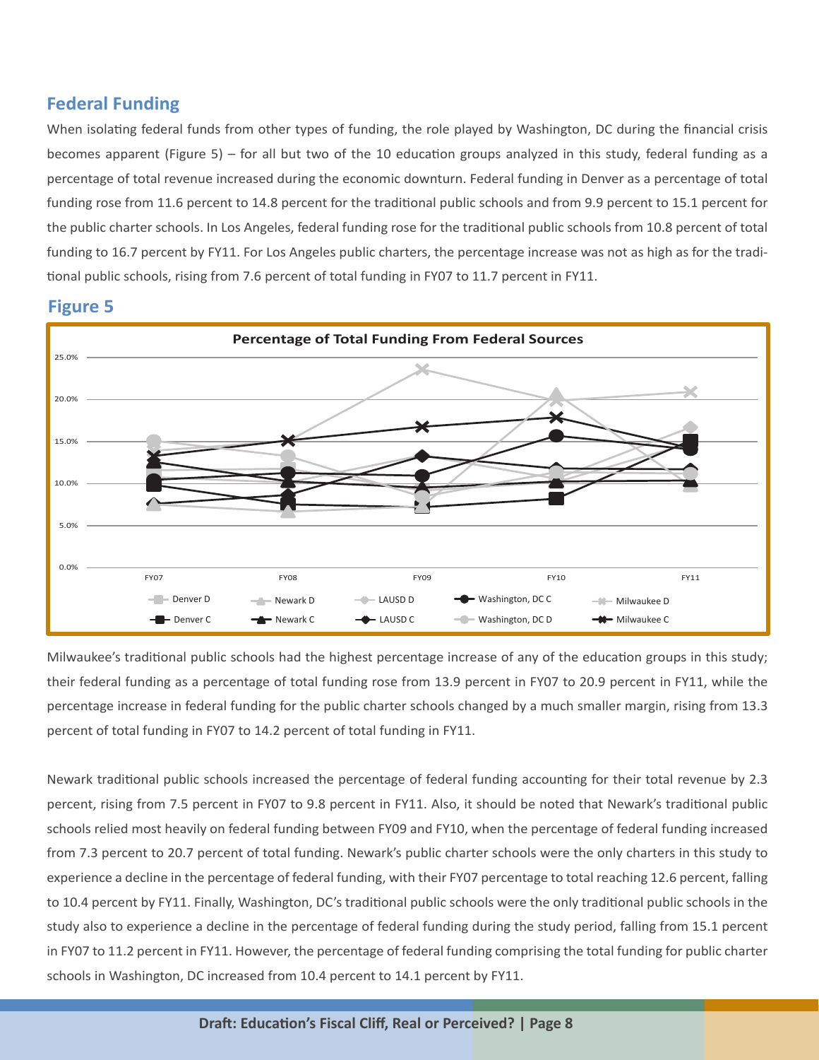## Federal Funding

When isolating federal funds from other types of funding, the role played by Washington, DC during the financial crisis becomes apparent (Figure 5) – for all but two of the 10 education groups analyzed in this study, federal funding as a percentage of total revenue increased during the economic downturn. Federal funding in Denver as a percentage of total funding rose from 11.6 percent to 14.8 percent for the traditional public schools and from 9.9 percent to 15.1 percent for the public charter schools. In Los Angeles, federal funding rose for the traditional public schools from 10.8 percent of total funding to 16.7 percent by FY11. For Los Angeles public charters, the percentage increase was not as high as for the traditional public schools, rising from 7.6 percent of total funding in FY07 to 11.7 percent in FY11.

## Figure 5

**Percentage of Total Funding From Federal Sources**

Milwaukee's traditional public schools had the highest percentage increase of any of the education groups in this study; their federal funding as a percentage of total funding rose from 13.9 percent in FY07 to 20.9 percent in FY11, while the percentage increase in federal funding for the public charter schools changed by a much smaller margin, rising from 13.3 percent of total funding in FY07 to 14.2 percent of total funding in FY11.

Newark traditional public schools increased the percentage of federal funding accounting for their total revenue by 2.3 percent, rising from 7.5 percent in FY07 to 9.8 percent in FY11. Also, it should be noted that Newark's traditional public schools relied most heavily on federal funding between FY09 and FY10, when the percentage of federal funding increased from 7.3 percent to 20.7 percent of total funding. Newark's public charter schools were the only charters in this study to experience a decline in the percentage of federal funding, with their FY07 percentage to total reaching 12.6 percent, falling to 10.4 percent by FY11. Finally, Washington, DC's traditional public schools were the only traditional public schools in the study also to experience a decline in the percentage of federal funding during the study period, falling from 15.1 percent in FY07 to 11.2 percent in FY11. However, the percentage of federal funding comprising the total funding for public charter schools in Washington, DC increased from 10.4 percent to 14.1 percent by FY11.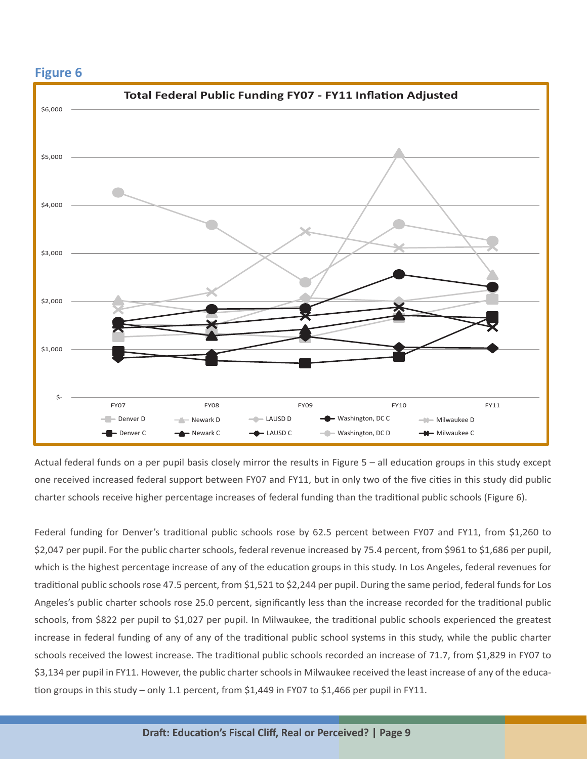## Figure 6

**Total Federal Public Funding FY07 - FY11 Inflation Adjusted**

Actual federal funds on a per pupil basis closely mirror the results in Figure 5 – all education groups in this study except one received increased federal support between FY07 and FY11, but in only two of the five cities in this study did public charter schools receive higher percentage increases of federal funding than the traditional public schools (Figure 6).

Federal funding for Denver's traditional public schools rose by 62.5 percent between FY07 and FY11, from $1,260 to $2,047 per pupil. For the public charter schools, federal revenue increased by 75.4 percent, from $961 to $1,686 per pupil, which is the highest percentage increase of any of the education groups in this study. In Los Angeles, federal revenues for traditional public schools rose 47.5 percent, from $1,521 to $2,244 per pupil. During the same period, federal funds for Los Angeles's public charter schools rose 25.0 percent, significantly less than the increase recorded for the traditional public schools, from $822 per pupil to $1,027 per pupil. In Milwaukee, the traditional public schools experienced the greatest increase in federal funding of any of any of the traditional public school systems in this study, while the public charter schools received the lowest increase. The traditional public schools recorded an increase of 71.7, from $1,829 in FY07 to $3,134 per pupil in FY11. However, the public charter schools in Milwaukee received the least increase of any of the education groups in this study – only 1.1 percent, from $1,449 in FY07 to $1,466 per pupil in FY11.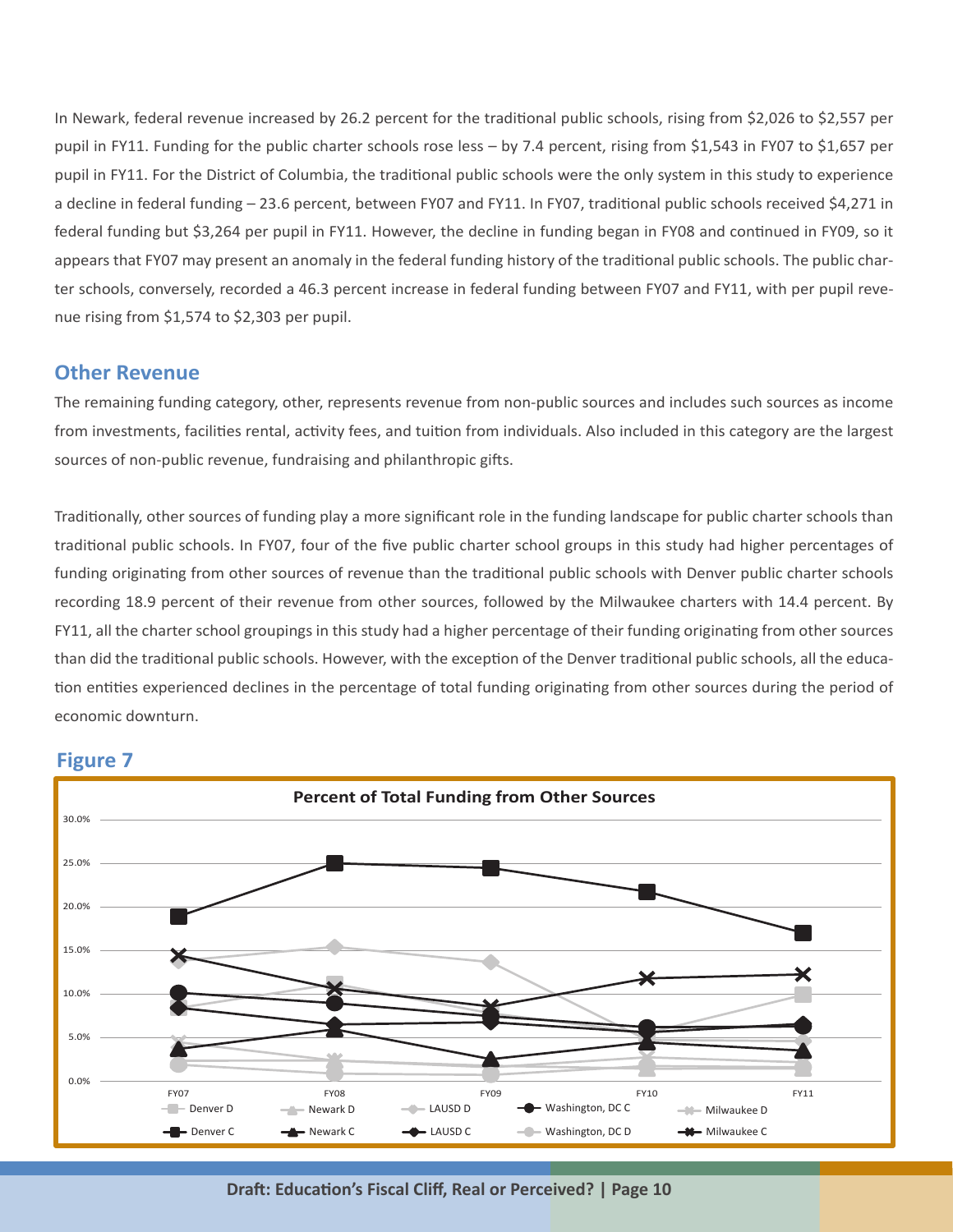In Newark, federal revenue increased by 26.2 percent for the traditional public schools, rising from $2,026 to $2,557 per pupil in FY11. Funding for the public charter schools rose less – by 7.4 percent, rising from $1,543 in FY07 to $1,657 per pupil in FY11. For the District of Columbia, the traditional public schools were the only system in this study to experience a decline in federal funding – 23.6 percent, between FY07 and FY11. In FY07, traditional public schools received $4,271 in federal funding but $3,264 per pupil in FY11. However, the decline in funding began in FY08 and continued in FY09, so it appears that FY07 may present an anomaly in the federal funding history of the traditional public schools. The public charter schools, conversely, recorded a 46.3 percent increase in federal funding between FY07 and FY11, with per pupil revenue rising from $1,574 to $2,303 per pupil.

## Other Revenue

The remaining funding category, other, represents revenue from non-public sources and includes such sources as income from investments, facilities rental, activity fees, and tuition from individuals. Also included in this category are the largest sources of non-public revenue, fundraising and philanthropic gifts.

Traditionally, other sources of funding play a more significant role in the funding landscape for public charter schools than traditional public schools. In FY07, four of the five public charter school groups in this study had higher percentages of funding originating from other sources of revenue than the traditional public schools with Denver public charter schools recording 18.9 percent of their revenue from other sources, followed by the Milwaukee charters with 14.4 percent. By FY11, all the charter school groupings in this study had a higher percentage of their funding originating from other sources than did the traditional public schools. However, with the exception of the Denver traditional public schools, all the education entities experienced declines in the percentage of total funding originating from other sources during the period of economic downturn.

## Figure 7

**Percent of Total Funding from Other Sources**

Legend: Denver D, Newark D, LAUSD D, Washington, DC C, Milwaukee D, Denver C, Newark C, LAUSD C, Washington, DC D, Milwaukee C

Y-axis: 0.0% – 30.0%; X-axis: FY07, FY08, FY09, FY10, FY11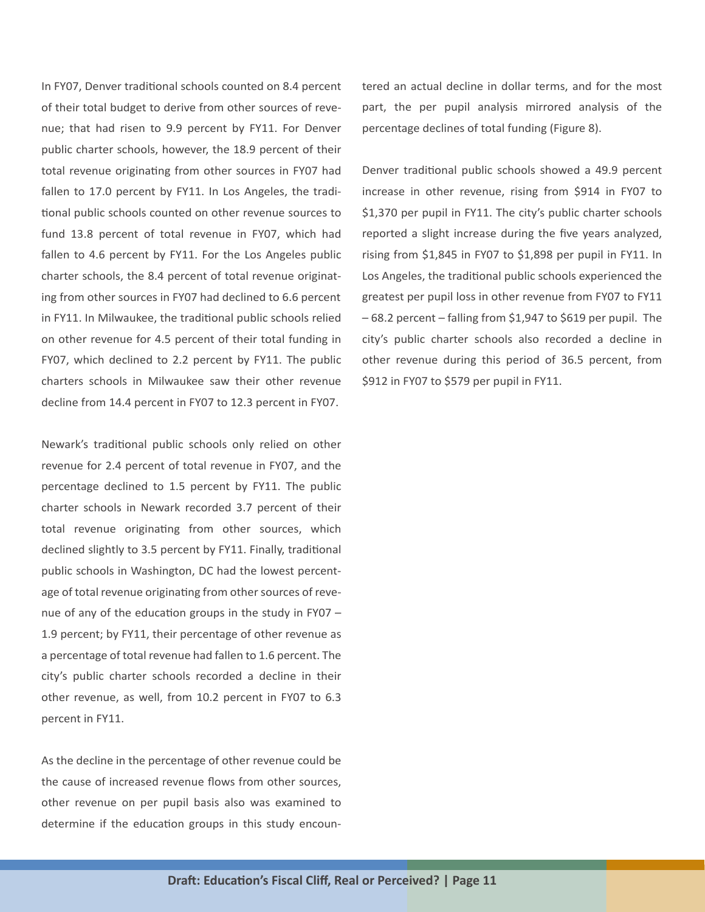In FY07, Denver traditional schools counted on 8.4 percent of their total budget to derive from other sources of revenue; that had risen to 9.9 percent by FY11. For Denver public charter schools, however, the 18.9 percent of their total revenue originating from other sources in FY07 had fallen to 17.0 percent by FY11. In Los Angeles, the traditional public schools counted on other revenue sources to fund 13.8 percent of total revenue in FY07, which had fallen to 4.6 percent by FY11. For the Los Angeles public charter schools, the 8.4 percent of total revenue originating from other sources in FY07 had declined to 6.6 percent in FY11. In Milwaukee, the traditional public schools relied on other revenue for 4.5 percent of their total funding in FY07, which declined to 2.2 percent by FY11. The public charters schools in Milwaukee saw their other revenue decline from 14.4 percent in FY07 to 12.3 percent in FY07.

Newark's traditional public schools only relied on other revenue for 2.4 percent of total revenue in FY07, and the percentage declined to 1.5 percent by FY11. The public charter schools in Newark recorded 3.7 percent of their total revenue originating from other sources, which declined slightly to 3.5 percent by FY11. Finally, traditional public schools in Washington, DC had the lowest percentage of total revenue originating from other sources of revenue of any of the education groups in the study in FY07 – 1.9 percent; by FY11, their percentage of other revenue as a percentage of total revenue had fallen to 1.6 percent. The city's public charter schools recorded a decline in their other revenue, as well, from 10.2 percent in FY07 to 6.3 percent in FY11.

As the decline in the percentage of other revenue could be the cause of increased revenue flows from other sources, other revenue on per pupil basis also was examined to determine if the education groups in this study encountered an actual decline in dollar terms, and for the most part, the per pupil analysis mirrored analysis of the percentage declines of total funding (Figure 8).

Denver traditional public schools showed a 49.9 percent increase in other revenue, rising from $914 in FY07 to $1,370 per pupil in FY11. The city's public charter schools reported a slight increase during the five years analyzed, rising from $1,845 in FY07 to $1,898 per pupil in FY11. In Los Angeles, the traditional public schools experienced the greatest per pupil loss in other revenue from FY07 to FY11 – 68.2 percent – falling from $1,947 to $619 per pupil. The city's public charter schools also recorded a decline in other revenue during this period of 36.5 percent, from $912 in FY07 to $579 per pupil in FY11.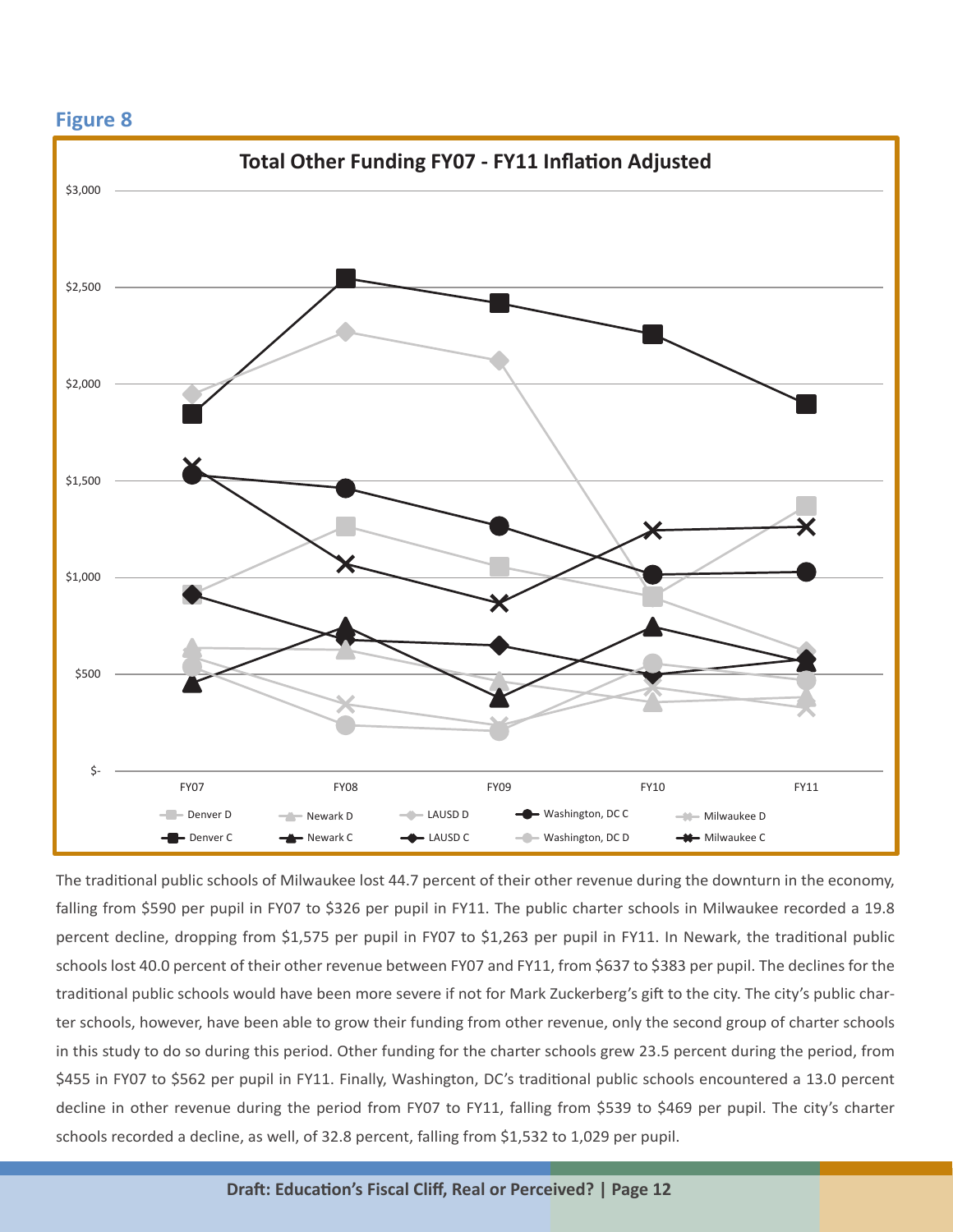## Figure 8

**Total Other Funding FY07 - FY11 Inflation Adjusted**

The traditional public schools of Milwaukee lost 44.7 percent of their other revenue during the downturn in the economy, falling from $590 per pupil in FY07 to $326 per pupil in FY11. The public charter schools in Milwaukee recorded a 19.8 percent decline, dropping from $1,575 per pupil in FY07 to $1,263 per pupil in FY11. In Newark, the traditional public schools lost 40.0 percent of their other revenue between FY07 and FY11, from $637 to $383 per pupil. The declines for the traditional public schools would have been more severe if not for Mark Zuckerberg's gift to the city. The city's public charter schools, however, have been able to grow their funding from other revenue, only the second group of charter schools in this study to do so during this period. Other funding for the charter schools grew 23.5 percent during the period, from $455 in FY07 to $562 per pupil in FY11. Finally, Washington, DC's traditional public schools encountered a 13.0 percent decline in other revenue during the period from FY07 to FY11, falling from $539 to $469 per pupil. The city's charter schools recorded a decline, as well, of 32.8 percent, falling from $1,532 to 1,029 per pupil.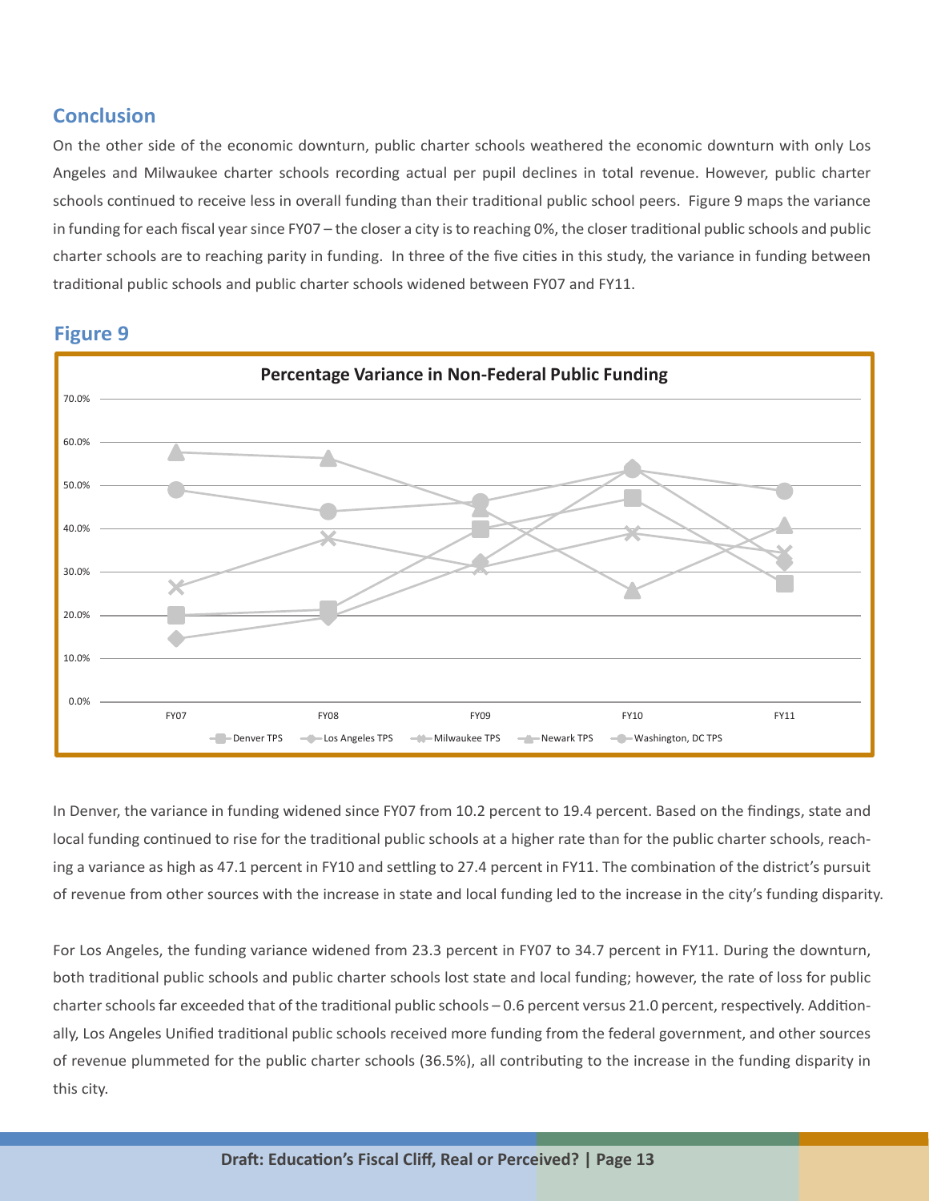## Conclusion

On the other side of the economic downturn, public charter schools weathered the economic downturn with only Los Angeles and Milwaukee charter schools recording actual per pupil declines in total revenue. However, public charter schools continued to receive less in overall funding than their traditional public school peers. Figure 9 maps the variance in funding for each fiscal year since FY07 – the closer a city is to reaching 0%, the closer traditional public schools and public charter schools are to reaching parity in funding. In three of the five cities in this study, the variance in funding between traditional public schools and public charter schools widened between FY07 and FY11.

## Figure 9

**Percentage Variance in Non-Federal Public Funding**

Denver TPS, Los Angeles TPS, Milwaukee TPS, Newark TPS, Washington, DC TPS (FY07–FY11)

In Denver, the variance in funding widened since FY07 from 10.2 percent to 19.4 percent. Based on the findings, state and local funding continued to rise for the traditional public schools at a higher rate than for the public charter schools, reaching a variance as high as 47.1 percent in FY10 and settling to 27.4 percent in FY11. The combination of the district's pursuit of revenue from other sources with the increase in state and local funding led to the increase in the city's funding disparity.

For Los Angeles, the funding variance widened from 23.3 percent in FY07 to 34.7 percent in FY11. During the downturn, both traditional public schools and public charter schools lost state and local funding; however, the rate of loss for public charter schools far exceeded that of the traditional public schools – 0.6 percent versus 21.0 percent, respectively. Additionally, Los Angeles Unified traditional public schools received more funding from the federal government, and other sources of revenue plummeted for the public charter schools (36.5%), all contributing to the increase in the funding disparity in this city.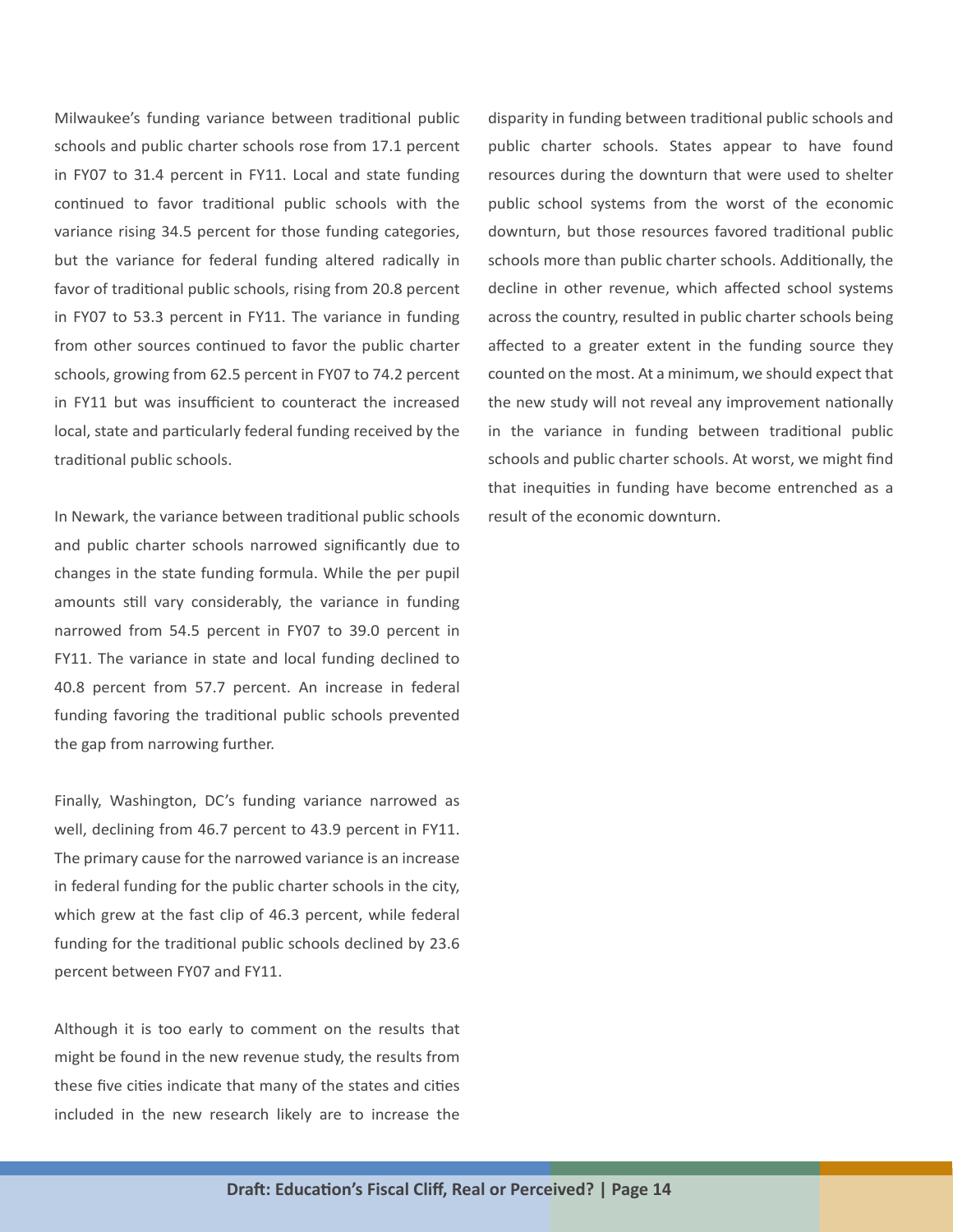Milwaukee's funding variance between traditional public schools and public charter schools rose from 17.1 percent in FY07 to 31.4 percent in FY11. Local and state funding continued to favor traditional public schools with the variance rising 34.5 percent for those funding categories, but the variance for federal funding altered radically in favor of traditional public schools, rising from 20.8 percent in FY07 to 53.3 percent in FY11. The variance in funding from other sources continued to favor the public charter schools, growing from 62.5 percent in FY07 to 74.2 percent in FY11 but was insufficient to counteract the increased local, state and particularly federal funding received by the traditional public schools.

In Newark, the variance between traditional public schools and public charter schools narrowed significantly due to changes in the state funding formula. While the per pupil amounts still vary considerably, the variance in funding narrowed from 54.5 percent in FY07 to 39.0 percent in FY11. The variance in state and local funding declined to 40.8 percent from 57.7 percent. An increase in federal funding favoring the traditional public schools prevented the gap from narrowing further.

Finally, Washington, DC's funding variance narrowed as well, declining from 46.7 percent to 43.9 percent in FY11. The primary cause for the narrowed variance is an increase in federal funding for the public charter schools in the city, which grew at the fast clip of 46.3 percent, while federal funding for the traditional public schools declined by 23.6 percent between FY07 and FY11.

Although it is too early to comment on the results that might be found in the new revenue study, the results from these five cities indicate that many of the states and cities included in the new research likely are to increase the disparity in funding between traditional public schools and public charter schools. States appear to have found resources during the downturn that were used to shelter public school systems from the worst of the economic downturn, but those resources favored traditional public schools more than public charter schools. Additionally, the decline in other revenue, which affected school systems across the country, resulted in public charter schools being affected to a greater extent in the funding source they counted on the most. At a minimum, we should expect that the new study will not reveal any improvement nationally in the variance in funding between traditional public schools and public charter schools. At worst, we might find that inequities in funding have become entrenched as a result of the economic downturn.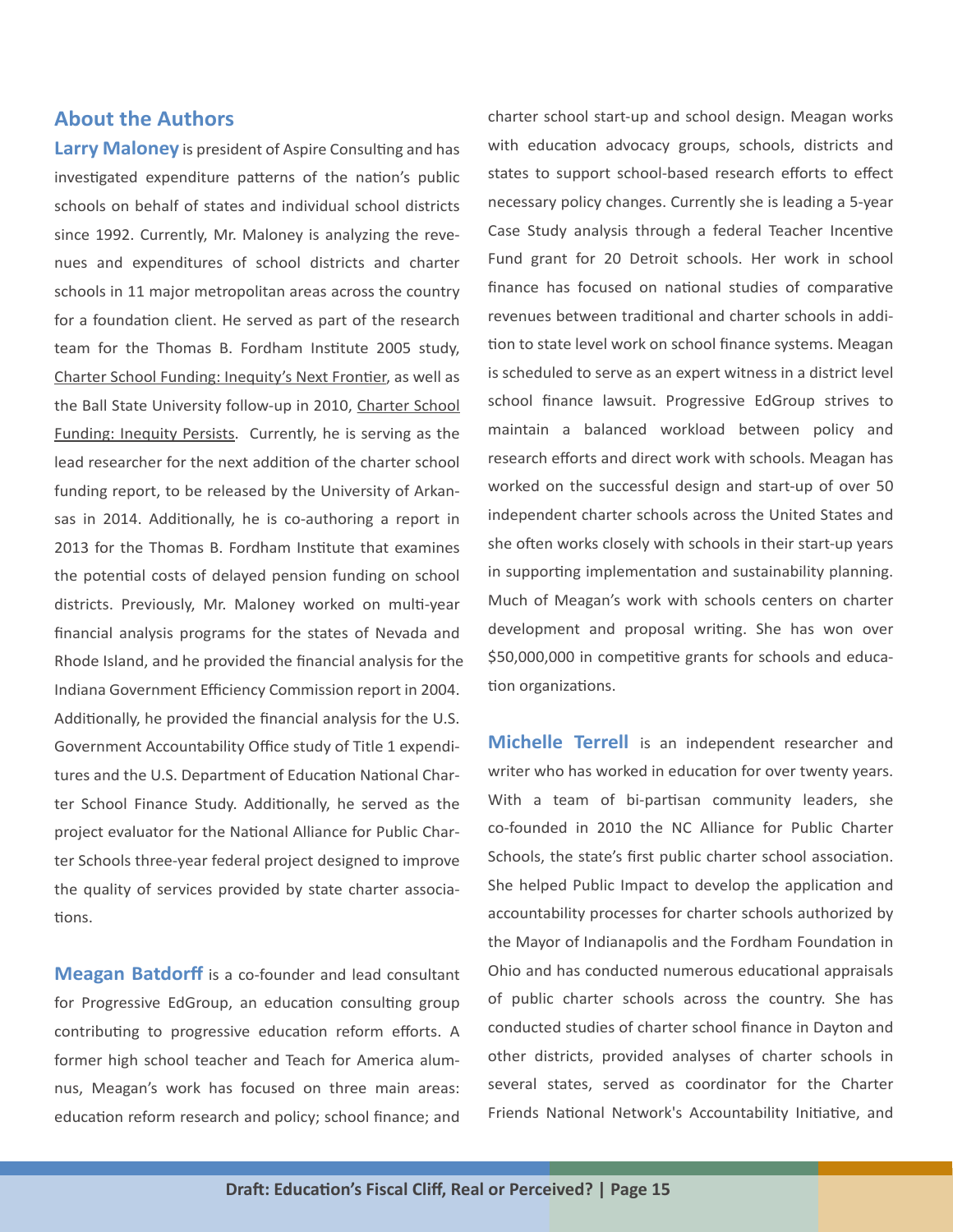## About the Authors

**Larry Maloney** is president of Aspire Consulting and has investigated expenditure patterns of the nation's public schools on behalf of states and individual school districts since 1992. Currently, Mr. Maloney is analyzing the revenues and expenditures of school districts and charter schools in 11 major metropolitan areas across the country for a foundation client. He served as part of the research team for the Thomas B. Fordham Institute 2005 study, Charter School Funding: Inequity's Next Frontier, as well as the Ball State University follow-up in 2010, Charter School Funding: Inequity Persists. Currently, he is serving as the lead researcher for the next addition of the charter school funding report, to be released by the University of Arkansas in 2014. Additionally, he is co-authoring a report in 2013 for the Thomas B. Fordham Institute that examines the potential costs of delayed pension funding on school districts. Previously, Mr. Maloney worked on multi-year financial analysis programs for the states of Nevada and Rhode Island, and he provided the financial analysis for the Indiana Government Efficiency Commission report in 2004. Additionally, he provided the financial analysis for the U.S. Government Accountability Office study of Title 1 expenditures and the U.S. Department of Education National Charter School Finance Study. Additionally, he served as the project evaluator for the National Alliance for Public Charter Schools three-year federal project designed to improve the quality of services provided by state charter associations.

**Meagan Batdorff** is a co-founder and lead consultant for Progressive EdGroup, an education consulting group contributing to progressive education reform efforts. A former high school teacher and Teach for America alumnus, Meagan's work has focused on three main areas: education reform research and policy; school finance; and charter school start-up and school design. Meagan works with education advocacy groups, schools, districts and states to support school-based research efforts to effect necessary policy changes. Currently she is leading a 5-year Case Study analysis through a federal Teacher Incentive Fund grant for 20 Detroit schools. Her work in school finance has focused on national studies of comparative revenues between traditional and charter schools in addition to state level work on school finance systems. Meagan is scheduled to serve as an expert witness in a district level school finance lawsuit. Progressive EdGroup strives to maintain a balanced workload between policy and research efforts and direct work with schools. Meagan has worked on the successful design and start-up of over 50 independent charter schools across the United States and she often works closely with schools in their start-up years in supporting implementation and sustainability planning. Much of Meagan's work with schools centers on charter development and proposal writing. She has won over $50,000,000 in competitive grants for schools and education organizations.

**Michelle Terrell** is an independent researcher and writer who has worked in education for over twenty years. With a team of bi-partisan community leaders, she co-founded in 2010 the NC Alliance for Public Charter Schools, the state's first public charter school association. She helped Public Impact to develop the application and accountability processes for charter schools authorized by the Mayor of Indianapolis and the Fordham Foundation in Ohio and has conducted numerous educational appraisals of public charter schools across the country. She has conducted studies of charter school finance in Dayton and other districts, provided analyses of charter schools in several states, served as coordinator for the Charter Friends National Network's Accountability Initiative, and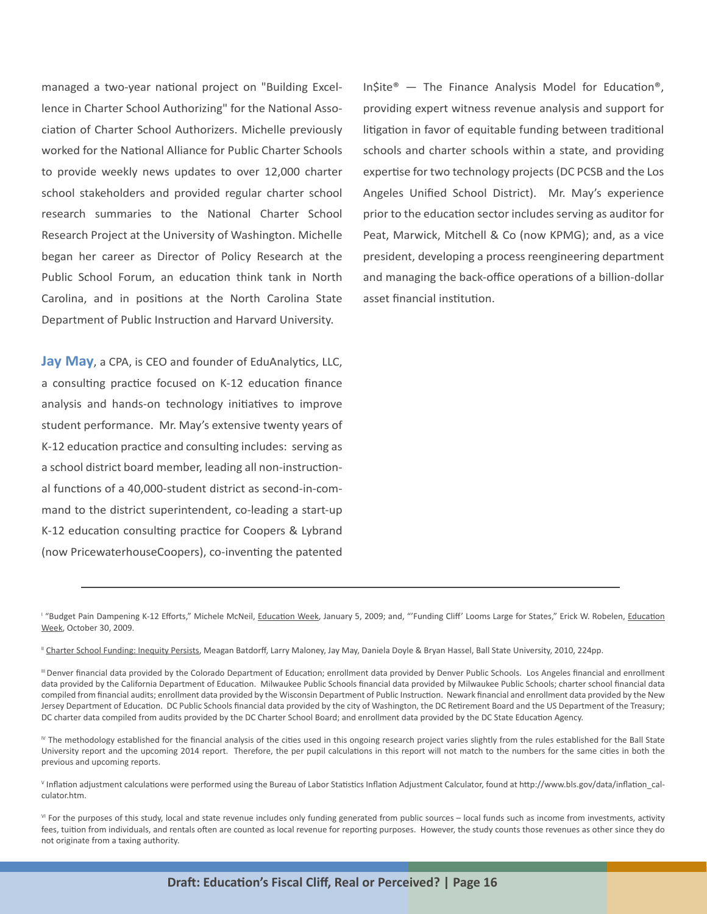managed a two-year national project on "Building Excellence in Charter School Authorizing" for the National Association of Charter School Authorizers. Michelle previously worked for the National Alliance for Public Charter Schools to provide weekly news updates to over 12,000 charter school stakeholders and provided regular charter school research summaries to the National Charter School Research Project at the University of Washington. Michelle began her career as Director of Policy Research at the Public School Forum, an education think tank in North Carolina, and in positions at the North Carolina State Department of Public Instruction and Harvard University.

**Jay May**, a CPA, is CEO and founder of EduAnalytics, LLC, a consulting practice focused on K-12 education finance analysis and hands-on technology initiatives to improve student performance. Mr. May's extensive twenty years of K-12 education practice and consulting includes: serving as a school district board member, leading all non-instructional functions of a 40,000-student district as second-in-command to the district superintendent, co-leading a start-up K-12 education consulting practice for Coopers & Lybrand (now PricewaterhouseCoopers), co-inventing the patented In$ite® — The Finance Analysis Model for Education®, providing expert witness revenue analysis and support for litigation in favor of equitable funding between traditional schools and charter schools within a state, and providing expertise for two technology projects (DC PCSB and the Los Angeles Unified School District). Mr. May's experience prior to the education sector includes serving as auditor for Peat, Marwick, Mitchell & Co (now KPMG); and, as a vice president, developing a process reengineering department and managing the back-office operations of a billion-dollar asset financial institution.

---

[I] "Budget Pain Dampening K-12 Efforts," Michele McNeil, Education Week, January 5, 2009; and, "'Funding Cliff' Looms Large for States," Erick W. Robelen, Education Week, October 30, 2009.

[II] Charter School Funding: Inequity Persists, Meagan Batdorff, Larry Maloney, Jay May, Daniela Doyle & Bryan Hassel, Ball State University, 2010, 224pp.

[III] Denver financial data provided by the Colorado Department of Education; enrollment data provided by Denver Public Schools. Los Angeles financial and enrollment data provided by the California Department of Education. Milwaukee Public Schools financial data provided by Milwaukee Public Schools; charter school financial data compiled from financial audits; enrollment data provided by the Wisconsin Department of Public Instruction. Newark financial and enrollment data provided by the New Jersey Department of Education. DC Public Schools financial data provided by the city of Washington, the DC Retirement Board and the US Department of the Treasury; DC charter data compiled from audits provided by the DC Charter School Board; and enrollment data provided by the DC State Education Agency.

[IV] The methodology established for the financial analysis of the cities used in this ongoing research project varies slightly from the rules established for the Ball State University report and the upcoming 2014 report. Therefore, the per pupil calculations in this report will not match to the numbers for the same cities in both the previous and upcoming reports.

[V] Inflation adjustment calculations were performed using the Bureau of Labor Statistics Inflation Adjustment Calculator, found at http://www.bls.gov/data/inflation_calculator.htm.

[VI] For the purposes of this study, local and state revenue includes only funding generated from public sources – local funds such as income from investments, activity fees, tuition from individuals, and rentals often are counted as local revenue for reporting purposes. However, the study counts those revenues as other since they do not originate from a taxing authority.